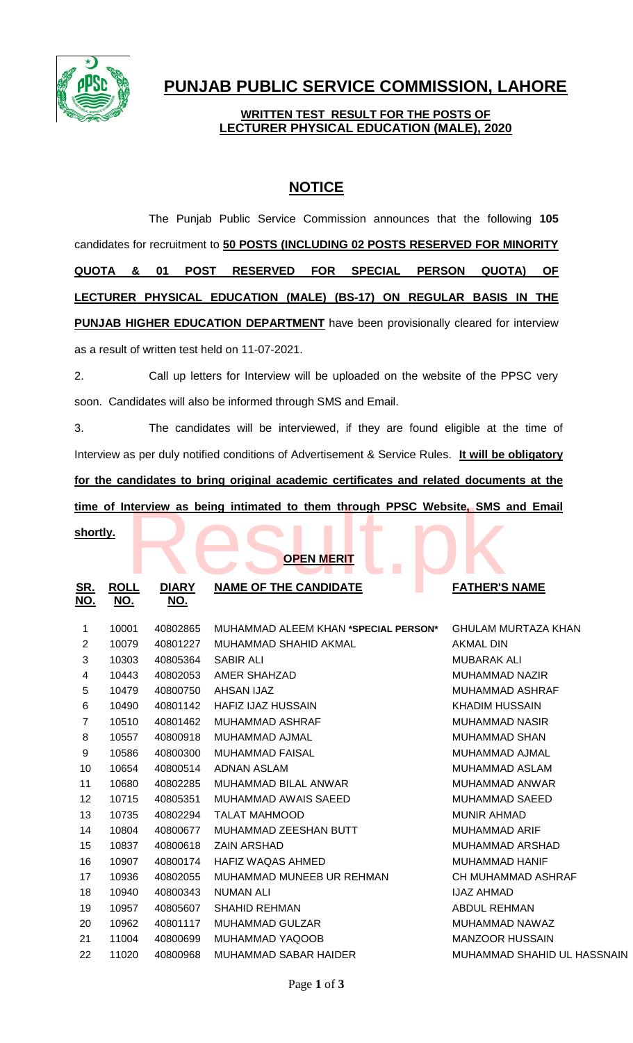# PUNJAB PUBLIC SERVICE COMMISSION, LAHORE

**WRITTEN TEST RESULT FOR THE POSTS OF LECTURER PHYSICAL EDUCATION (MALE), 2020**

## NOTICE

The Punjab Public Service Commission announces that the following **105** candidates for recruitment to **50 POSTS (INCLUDING 02 POSTS RESERVED FOR MINORITY QUOTA & 01 POST RESERVED FOR SPECIAL PERSON QUOTA) OF LECTURER PHYSICAL EDUCATION (MALE) (BS-17) ON REGULAR BASIS IN THE PUNJAB HIGHER EDUCATION DEPARTMENT** have been provisionally cleared for interview as a result of written test held on 11-07-2021.

2. Call up letters for Interview will be uploaded on the website of the PPSC very soon. Candidates will also be informed through SMS and Email.

3. The candidates will be interviewed, if they are found eligible at the time of Interview as per duly notified conditions of Advertisement & Service Rules. **It will be obligatory for the candidates to bring original academic certificates and related documents at the time of Interview as being intimated to them through PPSC Website, SMS and Email shortly.**

**OPEN MERIT**

| SR. NO. | ROLL NO. | DIARY NO. | NAME OF THE CANDIDATE | FATHER'S NAME |
|---|---|---|---|---|
| 1 | 10001 | 40802865 | MUHAMMAD ALEEM KHAN ***SPECIAL PERSON*** | GHULAM MURTAZA KHAN |
| 2 | 10079 | 40801227 | MUHAMMAD SHAHID AKMAL | AKMAL DIN |
| 3 | 10303 | 40805364 | SABIR ALI | MUBARAK ALI |
| 4 | 10443 | 40802053 | AMER SHAHZAD | MUHAMMAD NAZIR |
| 5 | 10479 | 40800750 | AHSAN IJAZ | MUHAMMAD ASHRAF |
| 6 | 10490 | 40801142 | HAFIZ IJAZ HUSSAIN | KHADIM HUSSAIN |
| 7 | 10510 | 40801462 | MUHAMMAD ASHRAF | MUHAMMAD NASIR |
| 8 | 10557 | 40800918 | MUHAMMAD AJMAL | MUHAMMAD SHAN |
| 9 | 10586 | 40800300 | MUHAMMAD FAISAL | MUHAMMAD AJMAL |
| 10 | 10654 | 40800514 | ADNAN ASLAM | MUHAMMAD ASLAM |
| 11 | 10680 | 40802285 | MUHAMMAD BILAL ANWAR | MUHAMMAD ANWAR |
| 12 | 10715 | 40805351 | MUHAMMAD AWAIS SAEED | MUHAMMAD SAEED |
| 13 | 10735 | 40802294 | TALAT MAHMOOD | MUNIR AHMAD |
| 14 | 10804 | 40800677 | MUHAMMAD ZEESHAN BUTT | MUHAMMAD ARIF |
| 15 | 10837 | 40800618 | ZAIN ARSHAD | MUHAMMAD ARSHAD |
| 16 | 10907 | 40800174 | HAFIZ WAQAS AHMED | MUHAMMAD HANIF |
| 17 | 10936 | 40802055 | MUHAMMAD MUNEEB UR REHMAN | CH MUHAMMAD ASHRAF |
| 18 | 10940 | 40800343 | NUMAN ALI | IJAZ AHMAD |
| 19 | 10957 | 40805607 | SHAHID REHMAN | ABDUL REHMAN |
| 20 | 10962 | 40801117 | MUHAMMAD GULZAR | MUHAMMAD NAWAZ |
| 21 | 11004 | 40800699 | MUHAMMAD YAQOOB | MANZOOR HUSSAIN |
| 22 | 11020 | 40800968 | MUHAMMAD SABAR HAIDER | MUHAMMAD SHAHID UL HASSNAIN |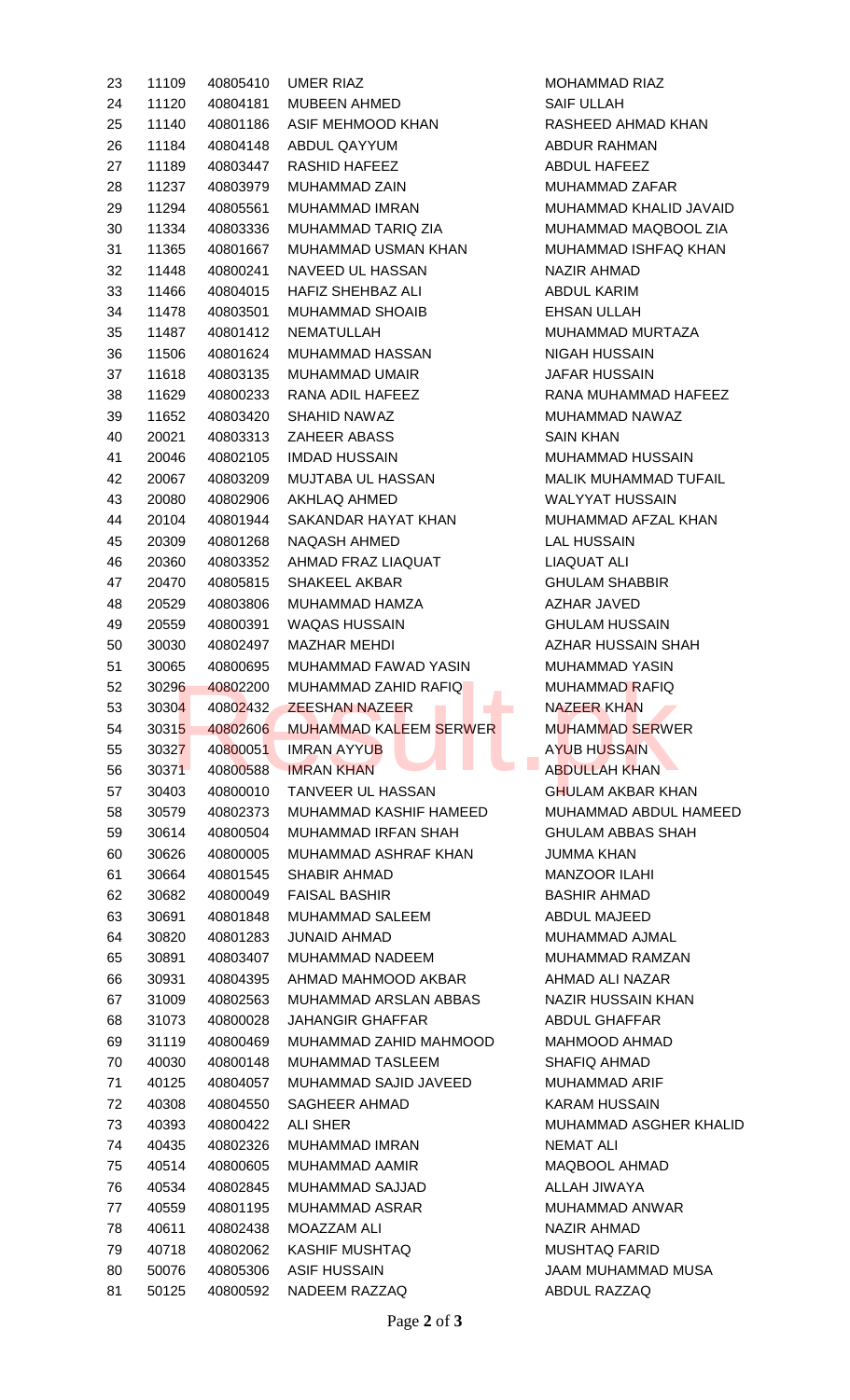| 23 | 11109 | 40805410 | UMER RIAZ | MOHAMMAD RIAZ |
|---|---|---|---|---|
| 24 | 11120 | 40804181 | MUBEEN AHMED | SAIF ULLAH |
| 25 | 11140 | 40801186 | ASIF MEHMOOD KHAN | RASHEED AHMAD KHAN |
| 26 | 11184 | 40804148 | ABDUL QAYYUM | ABDUR RAHMAN |
| 27 | 11189 | 40803447 | RASHID HAFEEZ | ABDUL HAFEEZ |
| 28 | 11237 | 40803979 | MUHAMMAD ZAIN | MUHAMMAD ZAFAR |
| 29 | 11294 | 40805561 | MUHAMMAD IMRAN | MUHAMMAD KHALID JAVAID |
| 30 | 11334 | 40803336 | MUHAMMAD TARIQ ZIA | MUHAMMAD MAQBOOL ZIA |
| 31 | 11365 | 40801667 | MUHAMMAD USMAN KHAN | MUHAMMAD ISHFAQ KHAN |
| 32 | 11448 | 40800241 | NAVEED UL HASSAN | NAZIR AHMAD |
| 33 | 11466 | 40804015 | HAFIZ SHEHBAZ ALI | ABDUL KARIM |
| 34 | 11478 | 40803501 | MUHAMMAD SHOAIB | EHSAN ULLAH |
| 35 | 11487 | 40801412 | NEMATULLAH | MUHAMMAD MURTAZA |
| 36 | 11506 | 40801624 | MUHAMMAD HASSAN | NIGAH HUSSAIN |
| 37 | 11618 | 40803135 | MUHAMMAD UMAIR | JAFAR HUSSAIN |
| 38 | 11629 | 40800233 | RANA ADIL HAFEEZ | RANA MUHAMMAD HAFEEZ |
| 39 | 11652 | 40803420 | SHAHID NAWAZ | MUHAMMAD NAWAZ |
| 40 | 20021 | 40803313 | ZAHEER ABASS | SAIN KHAN |
| 41 | 20046 | 40802105 | IMDAD HUSSAIN | MUHAMMAD HUSSAIN |
| 42 | 20067 | 40803209 | MUJTABA UL HASSAN | MALIK MUHAMMAD TUFAIL |
| 43 | 20080 | 40802906 | AKHLAQ AHMED | WALYYAT HUSSAIN |
| 44 | 20104 | 40801944 | SAKANDAR HAYAT KHAN | MUHAMMAD AFZAL KHAN |
| 45 | 20309 | 40801268 | NAQASH AHMED | LAL HUSSAIN |
| 46 | 20360 | 40803352 | AHMAD FRAZ LIAQUAT | LIAQUAT ALI |
| 47 | 20470 | 40805815 | SHAKEEL AKBAR | GHULAM SHABBIR |
| 48 | 20529 | 40803806 | MUHAMMAD HAMZA | AZHAR JAVED |
| 49 | 20559 | 40800391 | WAQAS HUSSAIN | GHULAM HUSSAIN |
| 50 | 30030 | 40802497 | MAZHAR MEHDI | AZHAR HUSSAIN SHAH |
| 51 | 30065 | 40800695 | MUHAMMAD FAWAD YASIN | MUHAMMAD YASIN |
| 52 | 30296 | 40802200 | MUHAMMAD ZAHID RAFIQ | MUHAMMAD RAFIQ |
| 53 | 30304 | 40802432 | ZEESHAN NAZEER | NAZEER KHAN |
| 54 | 30315 | 40802606 | MUHAMMAD KALEEM SERWER | MUHAMMAD SERWER |
| 55 | 30327 | 40800051 | IMRAN AYYUB | AYUB HUSSAIN |
| 56 | 30371 | 40800588 | IMRAN KHAN | ABDULLAH KHAN |
| 57 | 30403 | 40800010 | TANVEER UL HASSAN | GHULAM AKBAR KHAN |
| 58 | 30579 | 40802373 | MUHAMMAD KASHIF HAMEED | MUHAMMAD ABDUL HAMEED |
| 59 | 30614 | 40800504 | MUHAMMAD IRFAN SHAH | GHULAM ABBAS SHAH |
| 60 | 30626 | 40800005 | MUHAMMAD ASHRAF KHAN | JUMMA KHAN |
| 61 | 30664 | 40801545 | SHABIR AHMAD | MANZOOR ILAHI |
| 62 | 30682 | 40800049 | FAISAL BASHIR | BASHIR AHMAD |
| 63 | 30691 | 40801848 | MUHAMMAD SALEEM | ABDUL MAJEED |
| 64 | 30820 | 40801283 | JUNAID AHMAD | MUHAMMAD AJMAL |
| 65 | 30891 | 40803407 | MUHAMMAD NADEEM | MUHAMMAD RAMZAN |
| 66 | 30931 | 40804395 | AHMAD MAHMOOD AKBAR | AHMAD ALI NAZAR |
| 67 | 31009 | 40802563 | MUHAMMAD ARSLAN ABBAS | NAZIR HUSSAIN KHAN |
| 68 | 31073 | 40800028 | JAHANGIR GHAFFAR | ABDUL GHAFFAR |
| 69 | 31119 | 40800469 | MUHAMMAD ZAHID MAHMOOD | MAHMOOD AHMAD |
| 70 | 40030 | 40800148 | MUHAMMAD TASLEEM | SHAFIQ AHMAD |
| 71 | 40125 | 40804057 | MUHAMMAD SAJID JAVEED | MUHAMMAD ARIF |
| 72 | 40308 | 40804550 | SAGHEER AHMAD | KARAM HUSSAIN |
| 73 | 40393 | 40800422 | ALI SHER | MUHAMMAD ASGHER KHALID |
| 74 | 40435 | 40802326 | MUHAMMAD IMRAN | NEMAT ALI |
| 75 | 40514 | 40800605 | MUHAMMAD AAMIR | MAQBOOL AHMAD |
| 76 | 40534 | 40802845 | MUHAMMAD SAJJAD | ALLAH JIWAYA |
| 77 | 40559 | 40801195 | MUHAMMAD ASRAR | MUHAMMAD ANWAR |
| 78 | 40611 | 40802438 | MOAZZAM ALI | NAZIR AHMAD |
| 79 | 40718 | 40802062 | KASHIF MUSHTAQ | MUSHTAQ FARID |
| 80 | 50076 | 40805306 | ASIF HUSSAIN | JAAM MUHAMMAD MUSA |
| 81 | 50125 | 40800592 | NADEEM RAZZAQ | ABDUL RAZZAQ |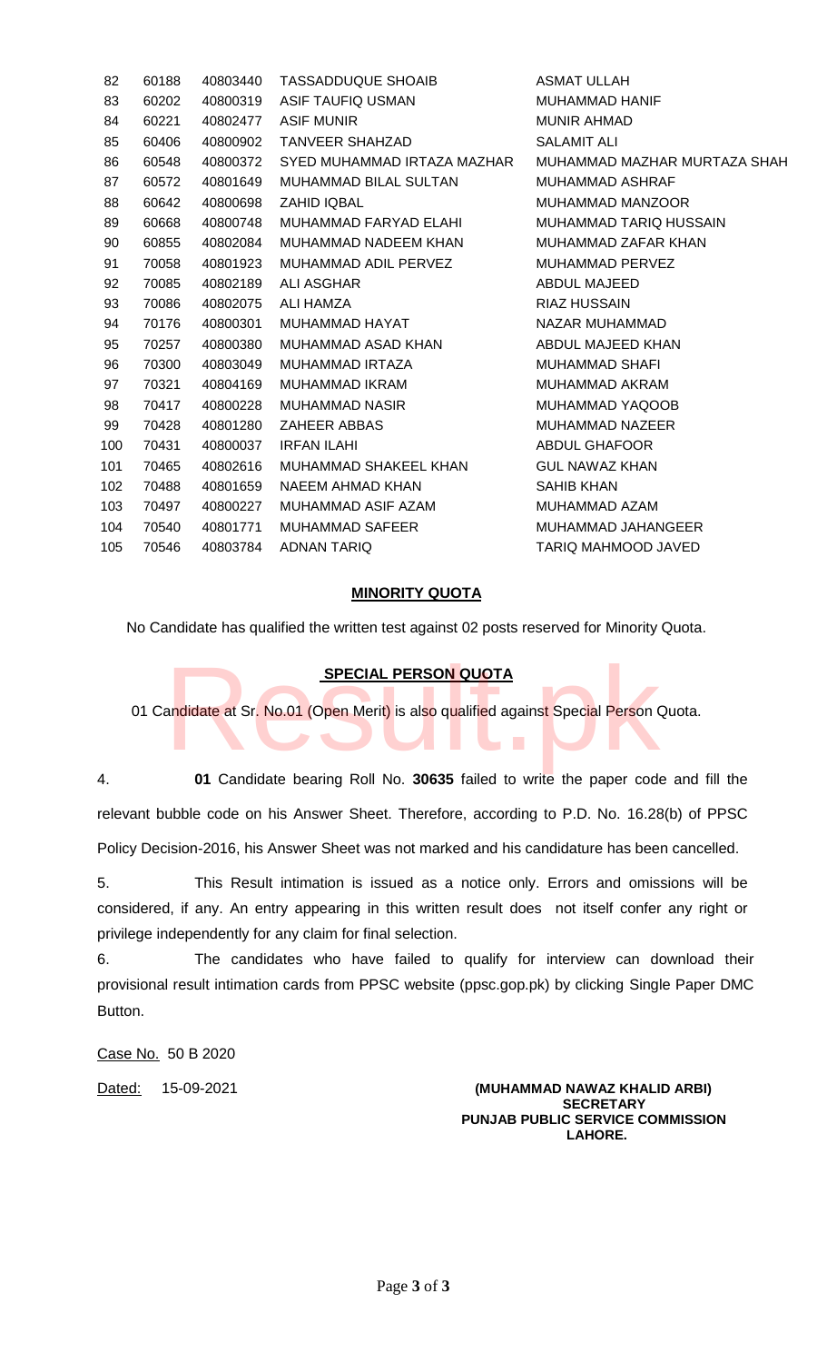| | | | | |
|---|---|---|---|---|
| 82 | 60188 | 40803440 | TASSADDUQUE SHOAIB | ASMAT ULLAH |
| 83 | 60202 | 40800319 | ASIF TAUFIQ USMAN | MUHAMMAD HANIF |
| 84 | 60221 | 40802477 | ASIF MUNIR | MUNIR AHMAD |
| 85 | 60406 | 40800902 | TANVEER SHAHZAD | SALAMIT ALI |
| 86 | 60548 | 40800372 | SYED MUHAMMAD IRTAZA MAZHAR | MUHAMMAD MAZHAR MURTAZA SHAH |
| 87 | 60572 | 40801649 | MUHAMMAD BILAL SULTAN | MUHAMMAD ASHRAF |
| 88 | 60642 | 40800698 | ZAHID IQBAL | MUHAMMAD MANZOOR |
| 89 | 60668 | 40800748 | MUHAMMAD FARYAD ELAHI | MUHAMMAD TARIQ HUSSAIN |
| 90 | 60855 | 40802084 | MUHAMMAD NADEEM KHAN | MUHAMMAD ZAFAR KHAN |
| 91 | 70058 | 40801923 | MUHAMMAD ADIL PERVEZ | MUHAMMAD PERVEZ |
| 92 | 70085 | 40802189 | ALI ASGHAR | ABDUL MAJEED |
| 93 | 70086 | 40802075 | ALI HAMZA | RIAZ HUSSAIN |
| 94 | 70176 | 40800301 | MUHAMMAD HAYAT | NAZAR MUHAMMAD |
| 95 | 70257 | 40800380 | MUHAMMAD ASAD KHAN | ABDUL MAJEED KHAN |
| 96 | 70300 | 40803049 | MUHAMMAD IRTAZA | MUHAMMAD SHAFI |
| 97 | 70321 | 40804169 | MUHAMMAD IKRAM | MUHAMMAD AKRAM |
| 98 | 70417 | 40800228 | MUHAMMAD NASIR | MUHAMMAD YAQOOB |
| 99 | 70428 | 40801280 | ZAHEER ABBAS | MUHAMMAD NAZEER |
| 100 | 70431 | 40800037 | IRFAN ILAHI | ABDUL GHAFOOR |
| 101 | 70465 | 40802616 | MUHAMMAD SHAKEEL KHAN | GUL NAWAZ KHAN |
| 102 | 70488 | 40801659 | NAEEM AHMAD KHAN | SAHIB KHAN |
| 103 | 70497 | 40800227 | MUHAMMAD ASIF AZAM | MUHAMMAD AZAM |
| 104 | 70540 | 40801771 | MUHAMMAD SAFEER | MUHAMMAD JAHANGEER |
| 105 | 70546 | 40803784 | ADNAN TARIQ | TARIQ MAHMOOD JAVED |

**MINORITY QUOTA**

No Candidate has qualified the written test against 02 posts reserved for Minority Quota.

**SPECIAL PERSON QUOTA**

01 Candidate at Sr. No.01 (Open Merit) is also qualified against Special Person Quota.

4. **01** Candidate bearing Roll No. **30635** failed to write the paper code and fill the relevant bubble code on his Answer Sheet. Therefore, according to P.D. No. 16.28(b) of PPSC Policy Decision-2016, his Answer Sheet was not marked and his candidature has been cancelled.

5. This Result intimation is issued as a notice only. Errors and omissions will be considered, if any. An entry appearing in this written result does not itself confer any right or privilege independently for any claim for final selection.

6. The candidates who have failed to qualify for interview can download their provisional result intimation cards from PPSC website (ppsc.gop.pk) by clicking Single Paper DMC Button.

Case No. 50 B 2020

Dated: 15-09-2021

**(MUHAMMAD NAWAZ KHALID ARBI)**
**SECRETARY**
**PUNJAB PUBLIC SERVICE COMMISSION**
**LAHORE.**